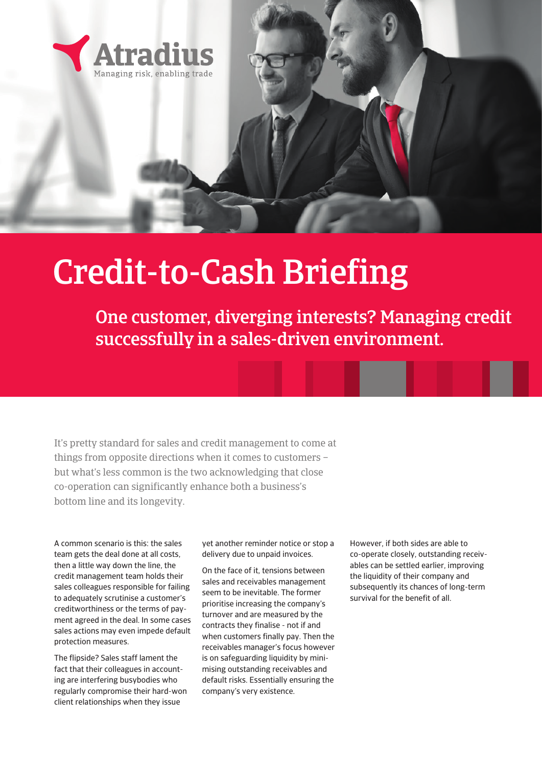Atradius

Managing risk, enabling trade

# Credit-to-Cash Briefing

## One customer, diverging interests? Managing credit successfully in a sales-driven environment.

It's pretty standard for sales and credit management to come at things from opposite directions when it comes to customers – but what's less common is the two acknowledging that close co-operation can significantly enhance both a business's bottom line and its longevity.

A common scenario is this: the sales team gets the deal done at all costs, then a little way down the line, the credit management team holds their sales colleagues responsible for failing to adequately scrutinise a customer's creditworthiness or the terms of payment agreed in the deal. In some cases sales actions may even impede default protection measures.

The flipside? Sales staff lament the fact that their colleagues in accounting are interfering busybodies who regularly compromise their hard-won client relationships when they issue yet another reminder notice or stop a delivery due to unpaid invoices.

On the face of it, tensions between sales and receivables management seem to be inevitable. The former prioritise increasing the company's turnover and are measured by the contracts they finalise - not if and when customers finally pay. Then the receivables manager's focus however is on safeguarding liquidity by minimising outstanding receivables and default risks. Essentially ensuring the company's very existence.

However, if both sides are able to co-operate closely, outstanding receivables can be settled earlier, improving the liquidity of their company and subsequently its chances of long-term survival for the benefit of all.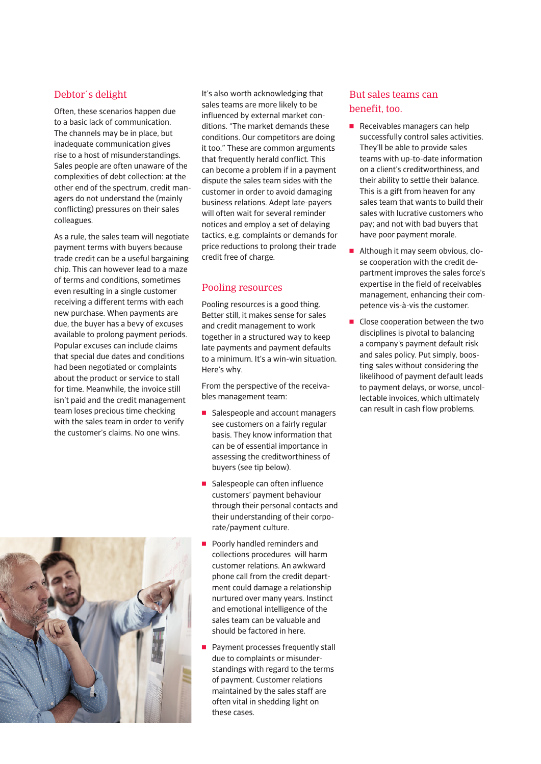## Debtor´s delight

Often, these scenarios happen due to a basic lack of communication. The channels may be in place, but inadequate communication gives rise to a host of misunderstandings. Sales people are often unaware of the complexities of debt collection: at the other end of the spectrum, credit managers do not understand the (mainly conflicting) pressures on their sales colleagues.

As a rule, the sales team will negotiate payment terms with buyers because trade credit can be a useful bargaining chip. This can however lead to a maze of terms and conditions, sometimes even resulting in a single customer receiving a different terms with each new purchase. When payments are due, the buyer has a bevy of excuses available to prolong payment periods. Popular excuses can include claims that special due dates and conditions had been negotiated or complaints about the product or service to stall for time. Meanwhile, the invoice still isn't paid and the credit management team loses precious time checking with the sales team in order to verify the customer's claims. No one wins.

It's also worth acknowledging that sales teams are more likely to be influenced by external market conditions. "The market demands these conditions. Our competitors are doing it too." These are common arguments that frequently herald conflict. This can become a problem if in a payment dispute the sales team sides with the customer in order to avoid damaging business relations. Adept late-payers will often wait for several reminder notices and employ a set of delaying tactics, e.g. complaints or demands for price reductions to prolong their trade credit free of charge.

## Pooling resources

Pooling resources is a good thing. Better still, it makes sense for sales and credit management to work together in a structured way to keep late payments and payment defaults to a minimum. It's a win-win situation. Here's why.

From the perspective of the receivables management team:

- Salespeople and account managers see customers on a fairly regular basis. They know information that can be of essential importance in assessing the creditworthiness of buyers (see tip below).
- Salespeople can often influence customers' payment behaviour through their personal contacts and their understanding of their corporate/payment culture.
- Poorly handled reminders and collections procedures will harm customer relations. An awkward phone call from the credit department could damage a relationship nurtured over many years. Instinct and emotional intelligence of the sales team can be valuable and should be factored in here.
- Payment processes frequently stall due to complaints or misunderstandings with regard to the terms of payment. Customer relations maintained by the sales staff are often vital in shedding light on these cases.

## But sales teams can benefit, too.

- Receivables managers can help successfully control sales activities. They'll be able to provide sales teams with up-to-date information on a client's creditworthiness, and their ability to settle their balance. This is a gift from heaven for any sales team that wants to build their sales with lucrative customers who pay; and not with bad buyers that have poor payment morale.
- Although it may seem obvious, close cooperation with the credit department improves the sales force's expertise in the field of receivables management, enhancing their competence vis-à-vis the customer.
- Close cooperation between the two disciplines is pivotal to balancing a company's payment default risk and sales policy. Put simply, boosting sales without considering the likelihood of payment default leads to payment delays, or worse, uncollectable invoices, which ultimately can result in cash flow problems.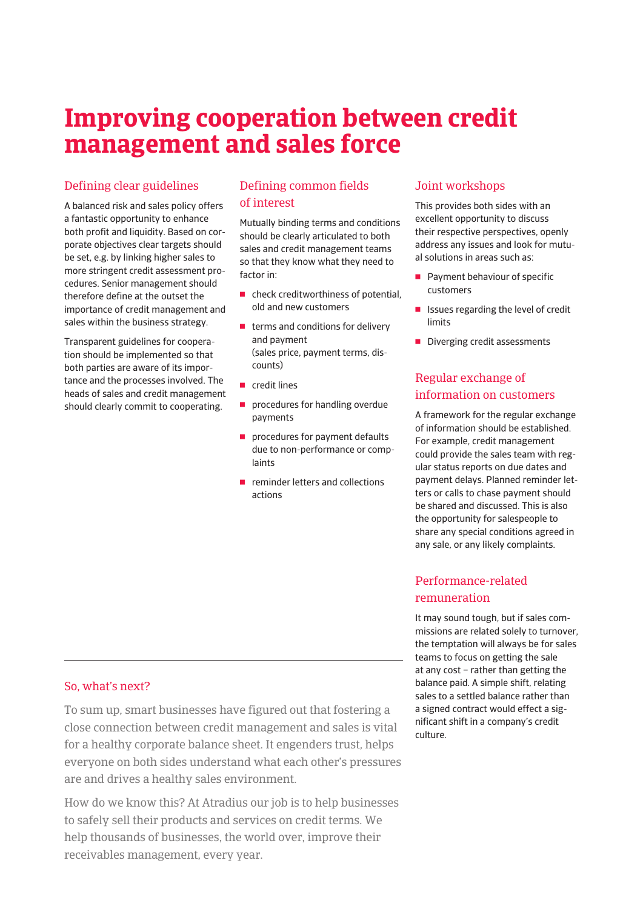# Improving cooperation between credit management and sales force

## Defining clear guidelines

A balanced risk and sales policy offers a fantastic opportunity to enhance both profit and liquidity. Based on corporate objectives clear targets should be set, e.g. by linking higher sales to more stringent credit assessment procedures. Senior management should therefore define at the outset the importance of credit management and sales within the business strategy.

Transparent guidelines for cooperation should be implemented so that both parties are aware of its importance and the processes involved. The heads of sales and credit management should clearly commit to cooperating.

## Defining common fields of interest

Mutually binding terms and conditions should be clearly articulated to both sales and credit management teams so that they know what they need to factor in:

- check creditworthiness of potential, old and new customers
- terms and conditions for delivery and payment (sales price, payment terms, discounts)
- credit lines
- procedures for handling overdue payments
- procedures for payment defaults due to non-performance or complaints
- reminder letters and collections actions

## Joint workshops

This provides both sides with an excellent opportunity to discuss their respective perspectives, openly address any issues and look for mutual solutions in areas such as:

- Payment behaviour of specific customers
- Issues regarding the level of credit limits
- Diverging credit assessments

## Regular exchange of information on customers

A framework for the regular exchange of information should be established. For example, credit management could provide the sales team with regular status reports on due dates and payment delays. Planned reminder letters or calls to chase payment should be shared and discussed. This is also the opportunity for salespeople to share any special conditions agreed in any sale, or any likely complaints.

## Performance-related remuneration

It may sound tough, but if sales commissions are related solely to turnover, the temptation will always be for sales teams to focus on getting the sale at any cost – rather than getting the balance paid. A simple shift, relating sales to a settled balance rather than a signed contract would effect a significant shift in a company's credit culture.

---

## So, what's next?

To sum up, smart businesses have figured out that fostering a close connection between credit management and sales is vital for a healthy corporate balance sheet. It engenders trust, helps everyone on both sides understand what each other's pressures are and drives a healthy sales environment.

How do we know this? At Atradius our job is to help businesses to safely sell their products and services on credit terms. We help thousands of businesses, the world over, improve their receivables management, every year.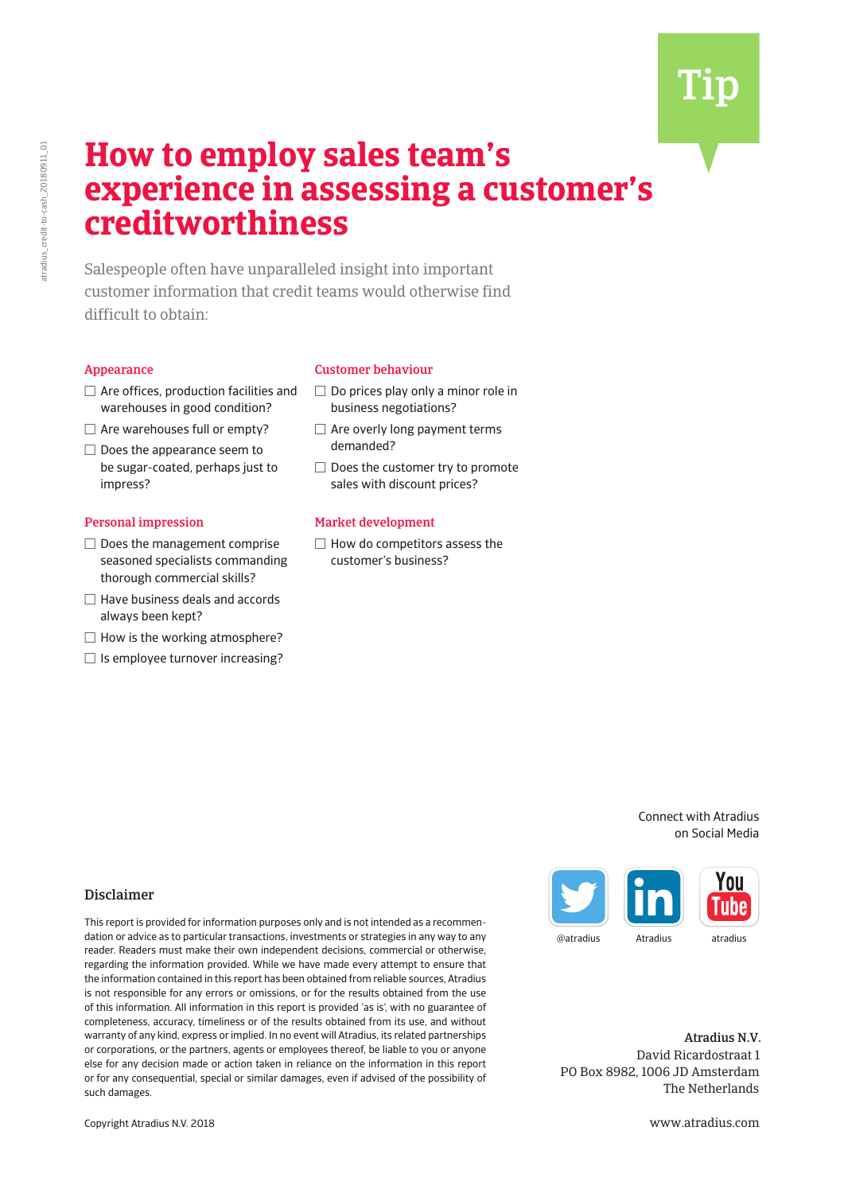Tip

# How to employ sales team's experience in assessing a customer's creditworthiness

Salespeople often have unparalleled insight into important customer information that credit teams would otherwise find difficult to obtain:

### Appearance

- ☐ Are offices, production facilities and warehouses in good condition?
- ☐ Are warehouses full or empty?
- ☐ Does the appearance seem to be sugar-coated, perhaps just to impress?

### Personal impression

- ☐ Does the management comprise seasoned specialists commanding thorough commercial skills?
- ☐ Have business deals and accords always been kept?
- ☐ How is the working atmosphere?
- ☐ Is employee turnover increasing?

### Customer behaviour

- ☐ Do prices play only a minor role in business negotiations?
- ☐ Are overly long payment terms demanded?
- ☐ Does the customer try to promote sales with discount prices?

### Market development

- ☐ How do competitors assess the customer's business?

Connect with Atradius on Social Media

@atradius Atradius atradius

### Disclaimer

This report is provided for information purposes only and is not intended as a recommendation or advice as to particular transactions, investments or strategies in any way to any reader. Readers must make their own independent decisions, commercial or otherwise, regarding the information provided. While we have made every attempt to ensure that the information contained in this report has been obtained from reliable sources, Atradius is not responsible for any errors or omissions, or for the results obtained from the use of this information. All information in this report is provided 'as is', with no guarantee of completeness, accuracy, timeliness or of the results obtained from its use, and without warranty of any kind, express or implied. In no event will Atradius, its related partnerships or corporations, or the partners, agents or employees thereof, be liable to you or anyone else for any decision made or action taken in reliance on the information in this report or for any consequential, special or similar damages, even if advised of the possibility of such damages.

Copyright Atradius N.V. 2018

**Atradius N.V.**
David Ricardostraat 1
PO Box 8982, 1006 JD Amsterdam
The Netherlands

www.atradius.com